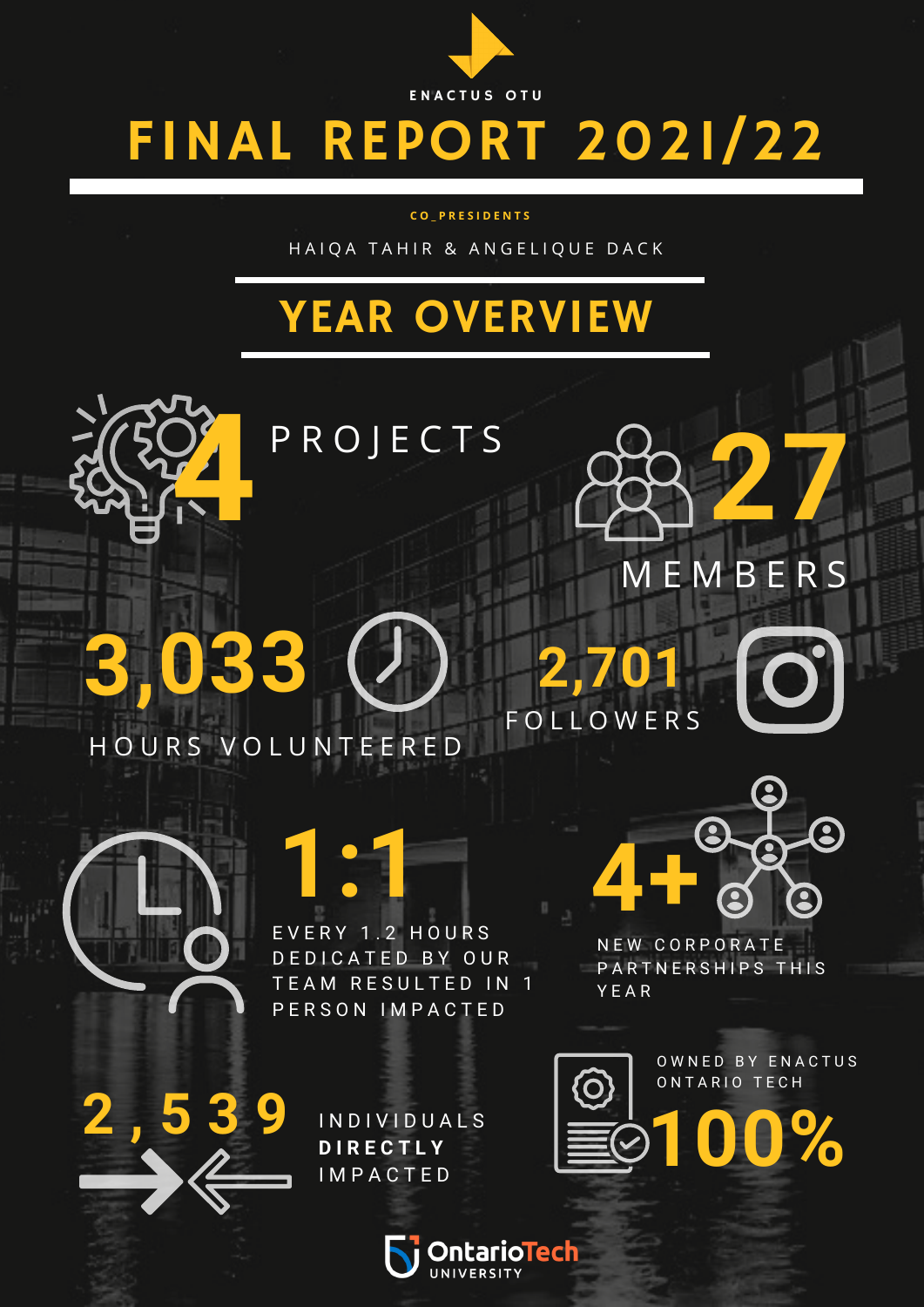ENACTUS OTU

# FINAL REPORT 2021/22

CO_PRESIDENTS

HAIQA TAHIR & ANGELIQUE DACK

## YEAR OVERVIEW

**4** PROJECTS

**27** MEMBERS

**3,033** HOURS VOLUNTEERED

**2,701** FOLLOWERS

**1:1**
EVERY 1.2 HOURS DEDICATED BY OUR TEAM RESULTED IN 1 PERSON IMPACTED

**4+**
NEW CORPORATE PARTNERSHIPS THIS YEAR

**2,539** INDIVIDUALS **DIRECTLY** IMPACTED

OWNED BY ENACTUS ONTARIO TECH **100%**

OntarioTech UNIVERSITY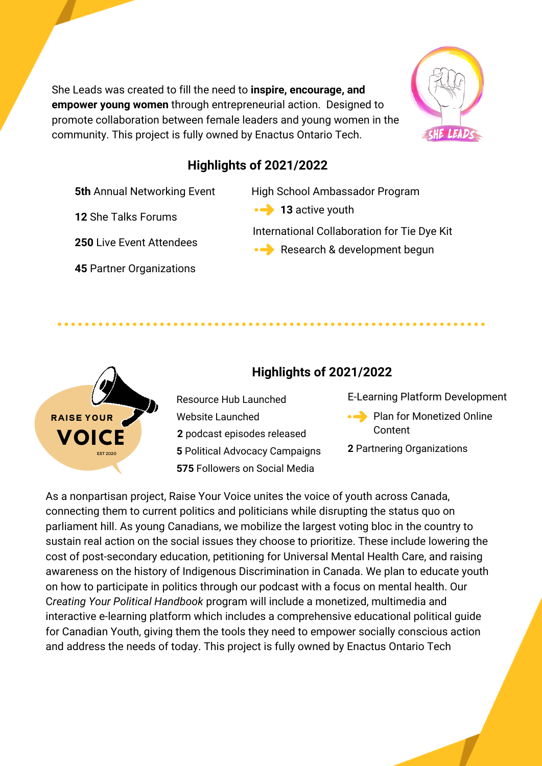She Leads was created to fill the need to **inspire, encourage, and empower young women** through entrepreneurial action. Designed to promote collaboration between female leaders and young women in the community. This project is fully owned by Enactus Ontario Tech.

## Highlights of 2021/2022

- **5th** Annual Networking Event
- **12** She Talks Forums
- **250** Live Event Attendees
- **45** Partner Organizations

High School Ambassador Program

- **13** active youth

International Collaboration for Tie Dye Kit

- Research & development begun

## Highlights of 2021/2022

- Resource Hub Launched
- Website Launched
- **2** podcast episodes released
- **5** Political Advocacy Campaigns
- **575** Followers on Social Media

E-Learning Platform Development

- Plan for Monetized Online Content

**2** Partnering Organizations

As a nonpartisan project, Raise Your Voice unites the voice of youth across Canada, connecting them to current politics and politicians while disrupting the status quo on parliament hill. As young Canadians, we mobilize the largest voting bloc in the country to sustain real action on the social issues they choose to prioritize. These include lowering the cost of post-secondary education, petitioning for Universal Mental Health Care, and raising awareness on the history of Indigenous Discrimination in Canada. We plan to educate youth on how to participate in politics through our podcast with a focus on mental health. Our *Creating Your Political Handbook* program will include a monetized, multimedia and interactive e-learning platform which includes a comprehensive educational political guide for Canadian Youth, giving them the tools they need to empower socially conscious action and address the needs of today. This project is fully owned by Enactus Ontario Tech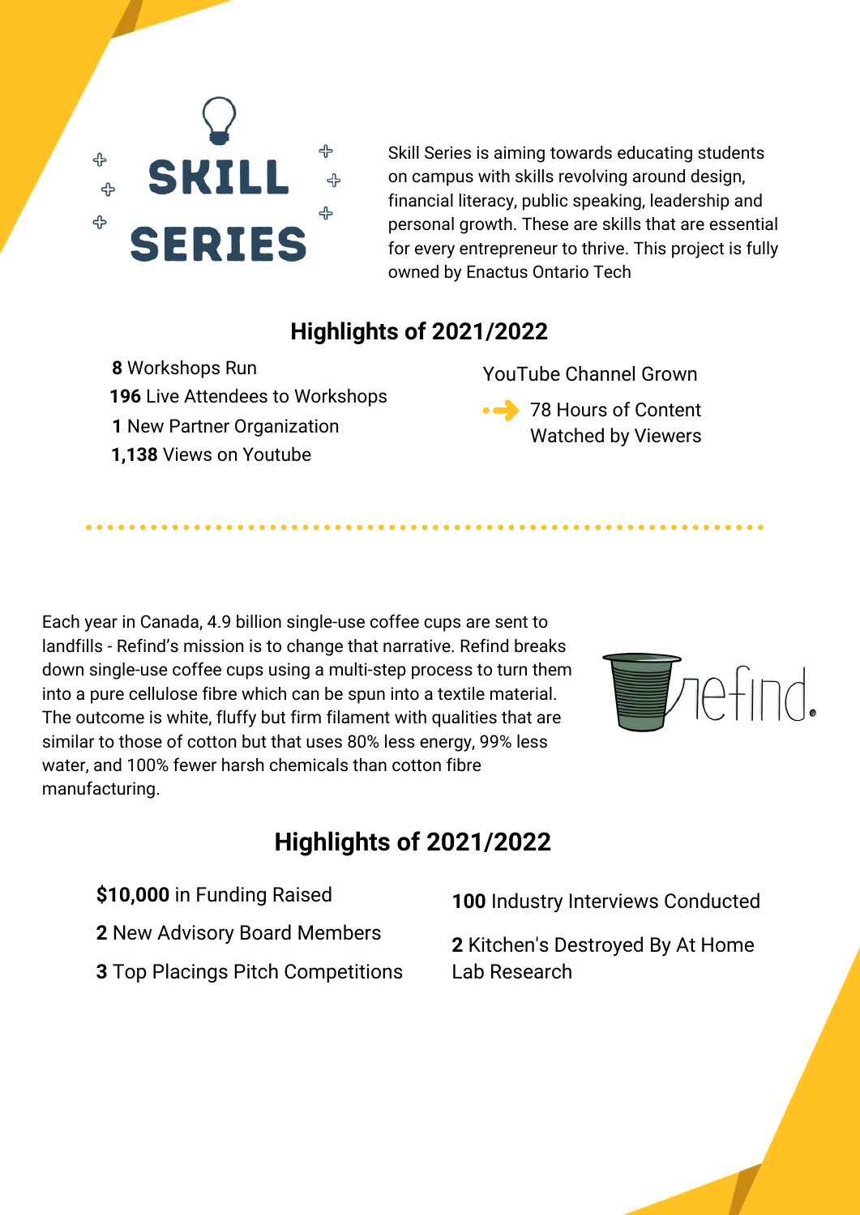# SKILL SERIES

Skill Series is aiming towards educating students on campus with skills revolving around design, financial literacy, public speaking, leadership and personal growth. These are skills that are essential for every entrepreneur to thrive. This project is fully owned by Enactus Ontario Tech

## Highlights of 2021/2022

- **8** Workshops Run
- **196** Live Attendees to Workshops
- **1** New Partner Organization
- **1,138** Views on Youtube

YouTube Channel Grown

- 78 Hours of Content Watched by Viewers

---

# refind.

Each year in Canada, 4.9 billion single-use coffee cups are sent to landfills - Refind's mission is to change that narrative. Refind breaks down single-use coffee cups using a multi-step process to turn them into a pure cellulose fibre which can be spun into a textile material. The outcome is white, fluffy but firm filament with qualities that are similar to those of cotton but that uses 80% less energy, 99% less water, and 100% fewer harsh chemicals than cotton fibre manufacturing.

## Highlights of 2021/2022

- **$10,000** in Funding Raised
- **2** New Advisory Board Members
- **3** Top Placings Pitch Competitions
- **100** Industry Interviews Conducted
- **2** Kitchen's Destroyed By At Home Lab Research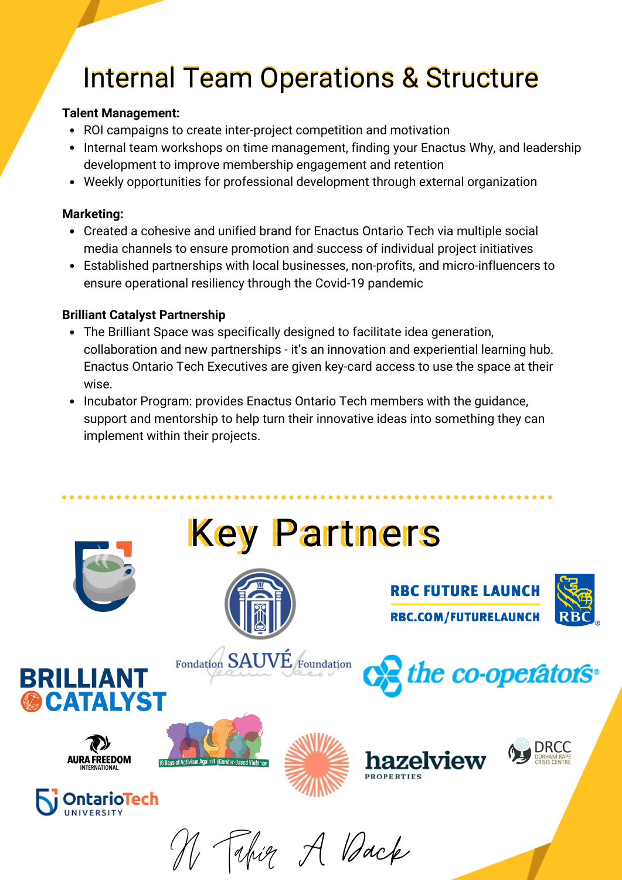# Internal Team Operations & Structure

**Talent Management:**

- ROI campaigns to create inter-project competition and motivation
- Internal team workshops on time management, finding your Enactus Why, and leadership development to improve membership engagement and retention
- Weekly opportunities for professional development through external organization

**Marketing:**

- Created a cohesive and unified brand for Enactus Ontario Tech via multiple social media channels to ensure promotion and success of individual project initiatives
- Established partnerships with local businesses, non-profits, and micro-influencers to ensure operational resiliency through the Covid-19 pandemic

**Brilliant Catalyst Partnership**

- The Brilliant Space was specifically designed to facilitate idea generation, collaboration and new partnerships - it's an innovation and experiential learning hub. Enactus Ontario Tech Executives are given key-card access to use the space at their wise.
- Incubator Program: provides Enactus Ontario Tech members with the guidance, support and mentorship to help turn their innovative ideas into something they can implement within their projects.

# Key Partners

RBC FUTURE LAUNCH
RBC.COM/FUTURELAUNCH

Fondation SAUVÉ Foundation

BRILLIANT CATALYST

the co-operators

AURA FREEDOM INTERNATIONAL

16 Days of Activism Against Gender-Based Violence

hazelview PROPERTIES

DRCC DURHAM RAPE CRISIS CENTRE

OntarioTech UNIVERSITY

N Tahir A Dack